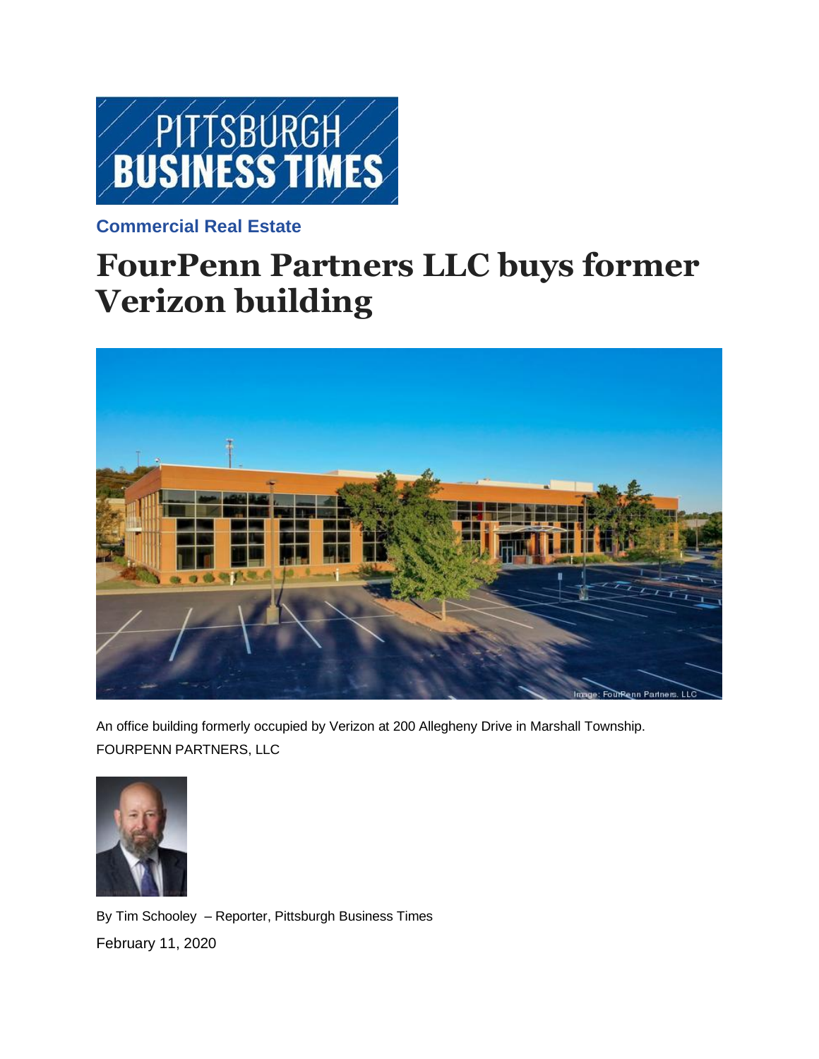PITTSBURGH BUSINESS TIMES

**Commercial Real Estate**

# FourPenn Partners LLC buys former Verizon building

An office building formerly occupied by Verizon at 200 Allegheny Drive in Marshall Township.
FOURPENN PARTNERS, LLC

By Tim Schooley – Reporter, Pittsburgh Business Times

February 11, 2020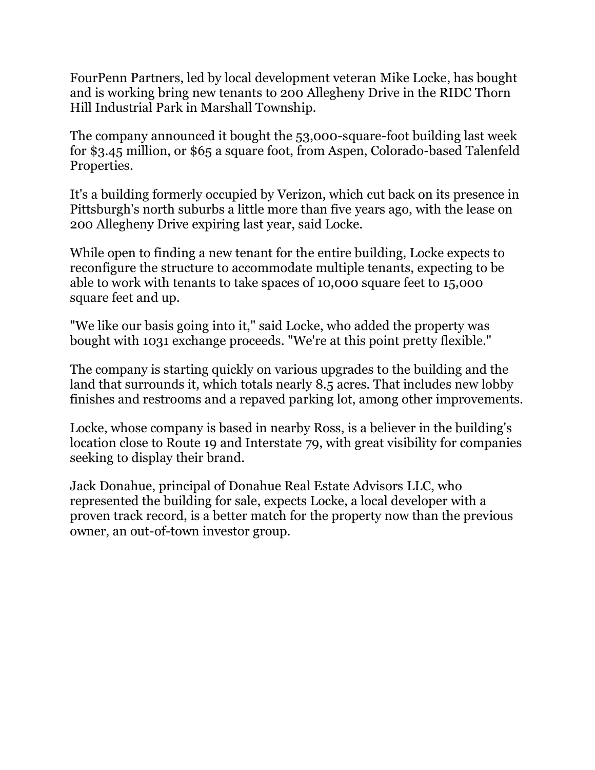FourPenn Partners, led by local development veteran Mike Locke, has bought and is working bring new tenants to 200 Allegheny Drive in the RIDC Thorn Hill Industrial Park in Marshall Township.

The company announced it bought the 53,000-square-foot building last week for $3.45 million, or $65 a square foot, from Aspen, Colorado-based Talenfeld Properties.

It's a building formerly occupied by Verizon, which cut back on its presence in Pittsburgh's north suburbs a little more than five years ago, with the lease on 200 Allegheny Drive expiring last year, said Locke.

While open to finding a new tenant for the entire building, Locke expects to reconfigure the structure to accommodate multiple tenants, expecting to be able to work with tenants to take spaces of 10,000 square feet to 15,000 square feet and up.

"We like our basis going into it," said Locke, who added the property was bought with 1031 exchange proceeds. "We're at this point pretty flexible."

The company is starting quickly on various upgrades to the building and the land that surrounds it, which totals nearly 8.5 acres. That includes new lobby finishes and restrooms and a repaved parking lot, among other improvements.

Locke, whose company is based in nearby Ross, is a believer in the building's location close to Route 19 and Interstate 79, with great visibility for companies seeking to display their brand.

Jack Donahue, principal of Donahue Real Estate Advisors LLC, who represented the building for sale, expects Locke, a local developer with a proven track record, is a better match for the property now than the previous owner, an out-of-town investor group.